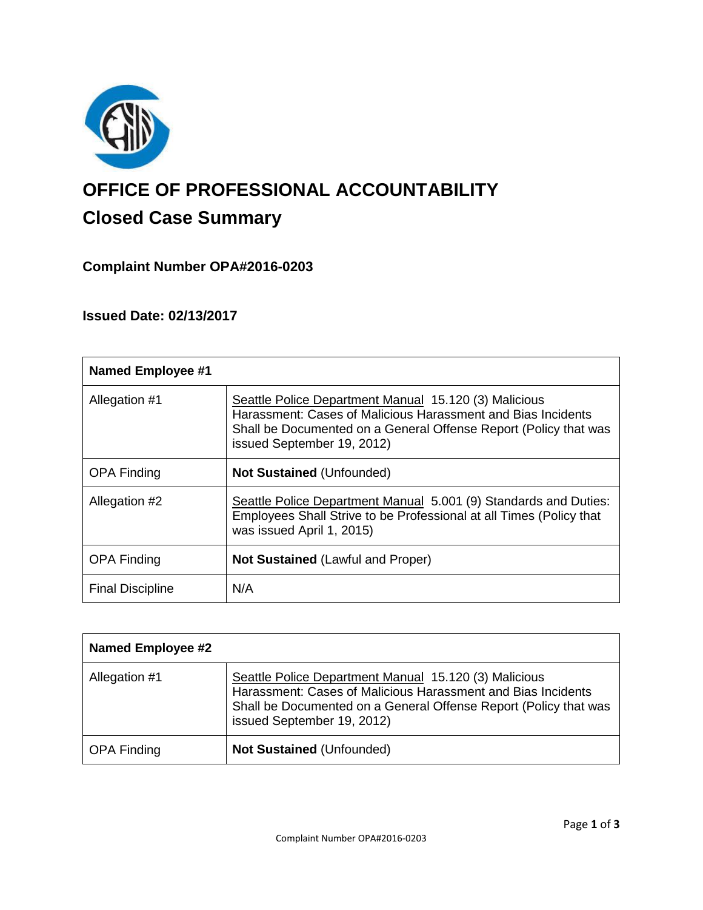# OFFICE OF PROFESSIONAL ACCOUNTABILITY

## Closed Case Summary

### Complaint Number OPA#2016-0203

### Issued Date: 02/13/2017

| Named Employee #1 | |
|---|---|
| Allegation #1 | Seattle Police Department Manual 15.120 (3) Malicious Harassment: Cases of Malicious Harassment and Bias Incidents Shall be Documented on a General Offense Report (Policy that was issued September 19, 2012) |
| OPA Finding | **Not Sustained** (Unfounded) |
| Allegation #2 | Seattle Police Department Manual 5.001 (9) Standards and Duties: Employees Shall Strive to be Professional at all Times (Policy that was issued April 1, 2015) |
| OPA Finding | **Not Sustained** (Lawful and Proper) |
| Final Discipline | N/A |

| Named Employee #2 | |
|---|---|
| Allegation #1 | Seattle Police Department Manual 15.120 (3) Malicious Harassment: Cases of Malicious Harassment and Bias Incidents Shall be Documented on a General Offense Report (Policy that was issued September 19, 2012) |
| OPA Finding | **Not Sustained** (Unfounded) |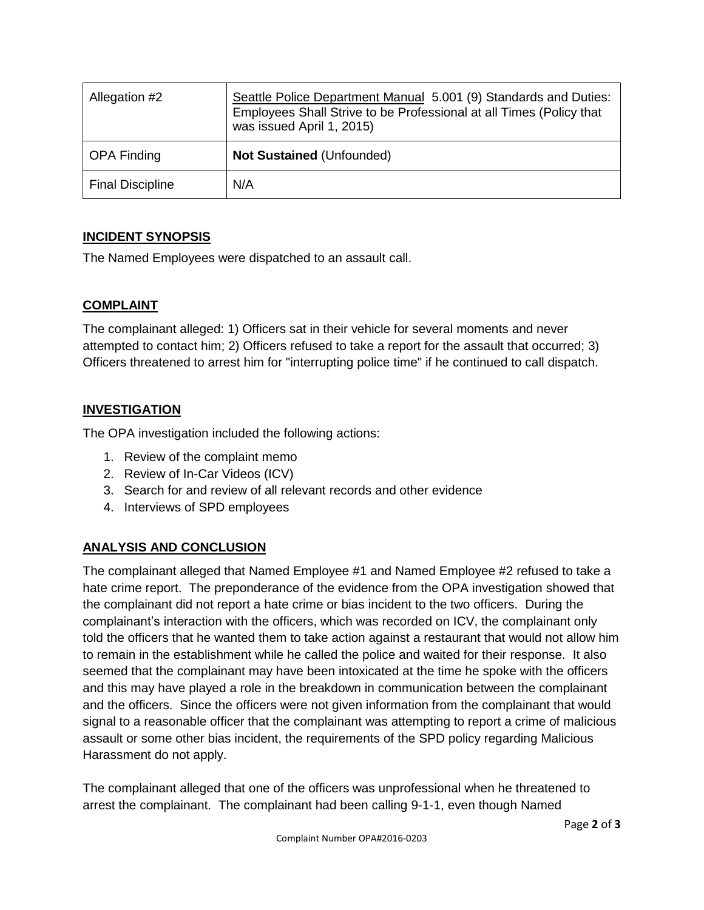| Allegation #2 | Seattle Police Department Manual 5.001 (9) Standards and Duties: Employees Shall Strive to be Professional at all Times (Policy that was issued April 1, 2015) |
|---|---|
| OPA Finding | **Not Sustained** (Unfounded) |
| Final Discipline | N/A |

## INCIDENT SYNOPSIS

The Named Employees were dispatched to an assault call.

## COMPLAINT

The complainant alleged: 1) Officers sat in their vehicle for several moments and never attempted to contact him; 2) Officers refused to take a report for the assault that occurred; 3) Officers threatened to arrest him for "interrupting police time" if he continued to call dispatch.

## INVESTIGATION

The OPA investigation included the following actions:

1. Review of the complaint memo
2. Review of In-Car Videos (ICV)
3. Search for and review of all relevant records and other evidence
4. Interviews of SPD employees

## ANALYSIS AND CONCLUSION

The complainant alleged that Named Employee #1 and Named Employee #2 refused to take a hate crime report. The preponderance of the evidence from the OPA investigation showed that the complainant did not report a hate crime or bias incident to the two officers. During the complainant's interaction with the officers, which was recorded on ICV, the complainant only told the officers that he wanted them to take action against a restaurant that would not allow him to remain in the establishment while he called the police and waited for their response. It also seemed that the complainant may have been intoxicated at the time he spoke with the officers and this may have played a role in the breakdown in communication between the complainant and the officers. Since the officers were not given information from the complainant that would signal to a reasonable officer that the complainant was attempting to report a crime of malicious assault or some other bias incident, the requirements of the SPD policy regarding Malicious Harassment do not apply.

The complainant alleged that one of the officers was unprofessional when he threatened to arrest the complainant. The complainant had been calling 9-1-1, even though Named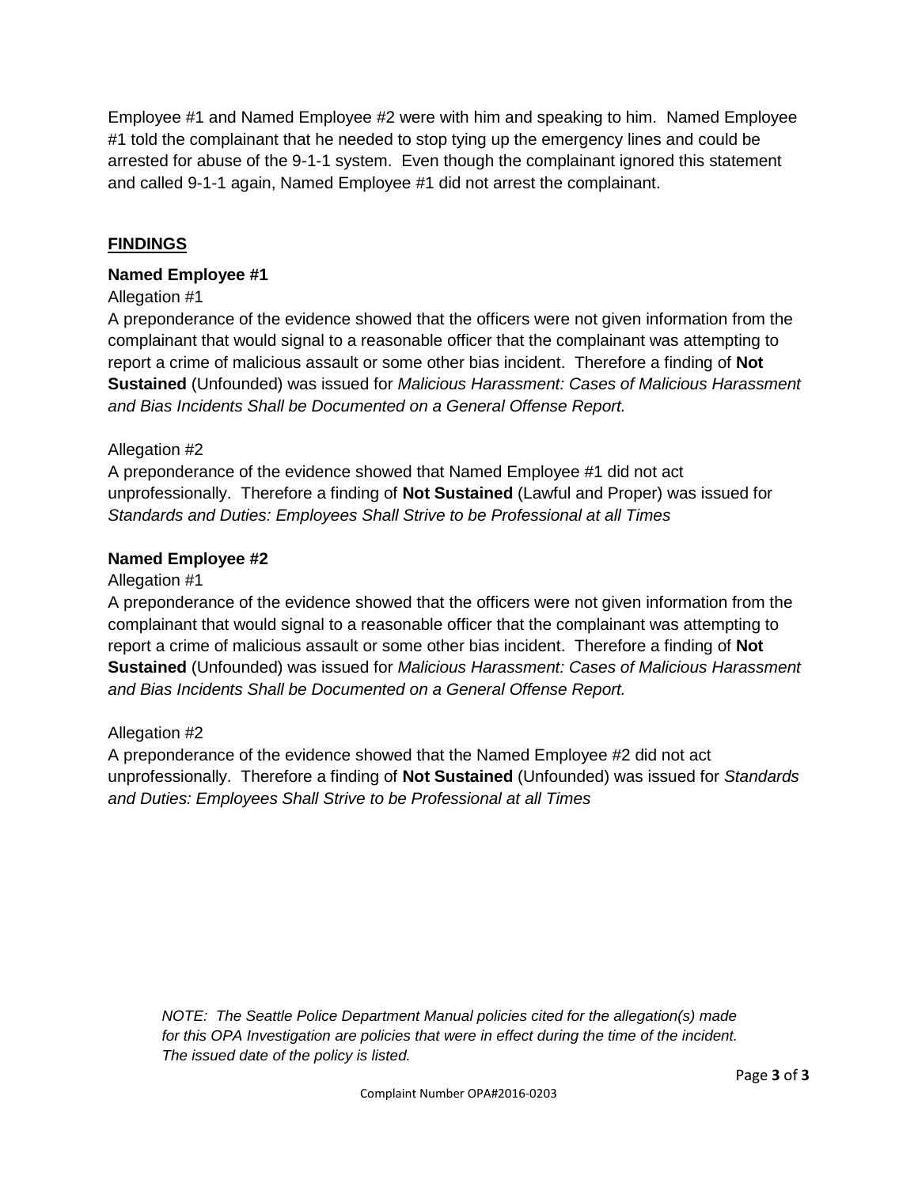Employee #1 and Named Employee #2 were with him and speaking to him. Named Employee #1 told the complainant that he needed to stop tying up the emergency lines and could be arrested for abuse of the 9-1-1 system. Even though the complainant ignored this statement and called 9-1-1 again, Named Employee #1 did not arrest the complainant.

## FINDINGS

**Named Employee #1**

Allegation #1

A preponderance of the evidence showed that the officers were not given information from the complainant that would signal to a reasonable officer that the complainant was attempting to report a crime of malicious assault or some other bias incident. Therefore a finding of **Not Sustained** (Unfounded) was issued for *Malicious Harassment: Cases of Malicious Harassment and Bias Incidents Shall be Documented on a General Offense Report.*

Allegation #2

A preponderance of the evidence showed that Named Employee #1 did not act unprofessionally. Therefore a finding of **Not Sustained** (Lawful and Proper) was issued for *Standards and Duties: Employees Shall Strive to be Professional at all Times*

**Named Employee #2**

Allegation #1

A preponderance of the evidence showed that the officers were not given information from the complainant that would signal to a reasonable officer that the complainant was attempting to report a crime of malicious assault or some other bias incident. Therefore a finding of **Not Sustained** (Unfounded) was issued for *Malicious Harassment: Cases of Malicious Harassment and Bias Incidents Shall be Documented on a General Offense Report.*

Allegation #2

A preponderance of the evidence showed that the Named Employee #2 did not act unprofessionally. Therefore a finding of **Not Sustained** (Unfounded) was issued for *Standards and Duties: Employees Shall Strive to be Professional at all Times*

*NOTE: The Seattle Police Department Manual policies cited for the allegation(s) made for this OPA Investigation are policies that were in effect during the time of the incident. The issued date of the policy is listed.*

Complaint Number OPA#2016-0203